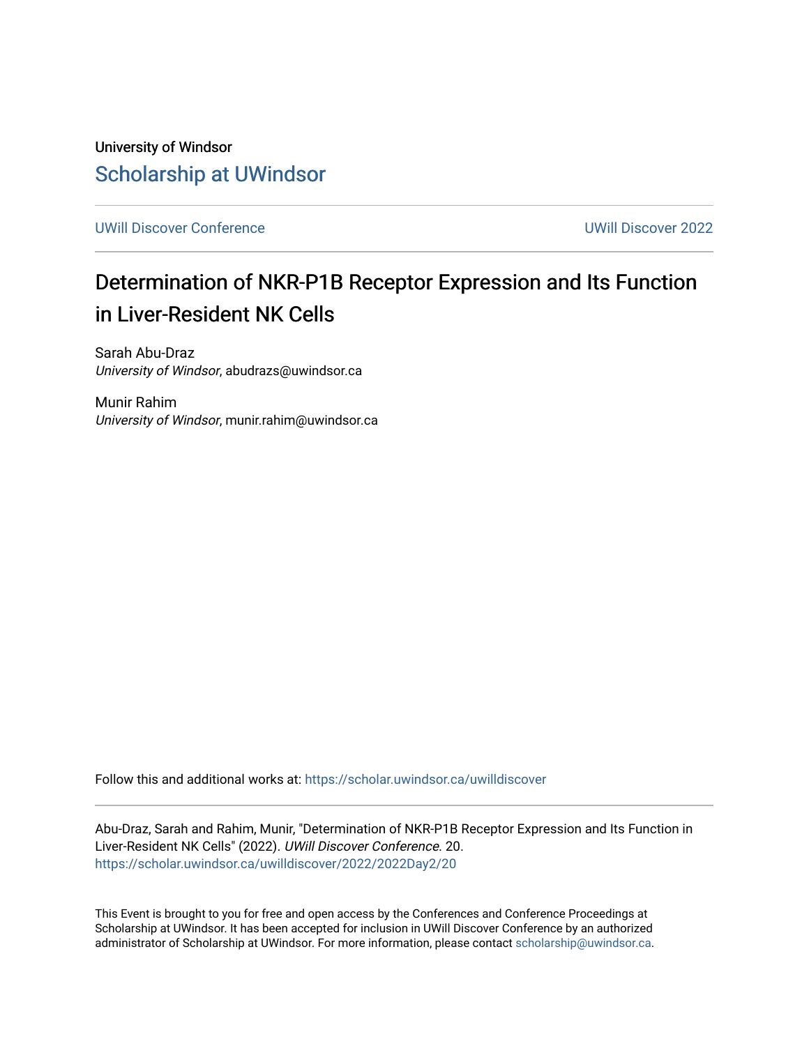University of Windsor

Scholarship at UWindsor

UWill Discover Conference | UWill Discover 2022

# Determination of NKR-P1B Receptor Expression and Its Function in Liver-Resident NK Cells

Sarah Abu-Draz
*University of Windsor*, abudrazs@uwindsor.ca

Munir Rahim
*University of Windsor*, munir.rahim@uwindsor.ca

Follow this and additional works at: https://scholar.uwindsor.ca/uwilldiscover

Abu-Draz, Sarah and Rahim, Munir, "Determination of NKR-P1B Receptor Expression and Its Function in Liver-Resident NK Cells" (2022). *UWill Discover Conference*. 20.
https://scholar.uwindsor.ca/uwilldiscover/2022/2022Day2/20

This Event is brought to you for free and open access by the Conferences and Conference Proceedings at Scholarship at UWindsor. It has been accepted for inclusion in UWill Discover Conference by an authorized administrator of Scholarship at UWindsor. For more information, please contact scholarship@uwindsor.ca.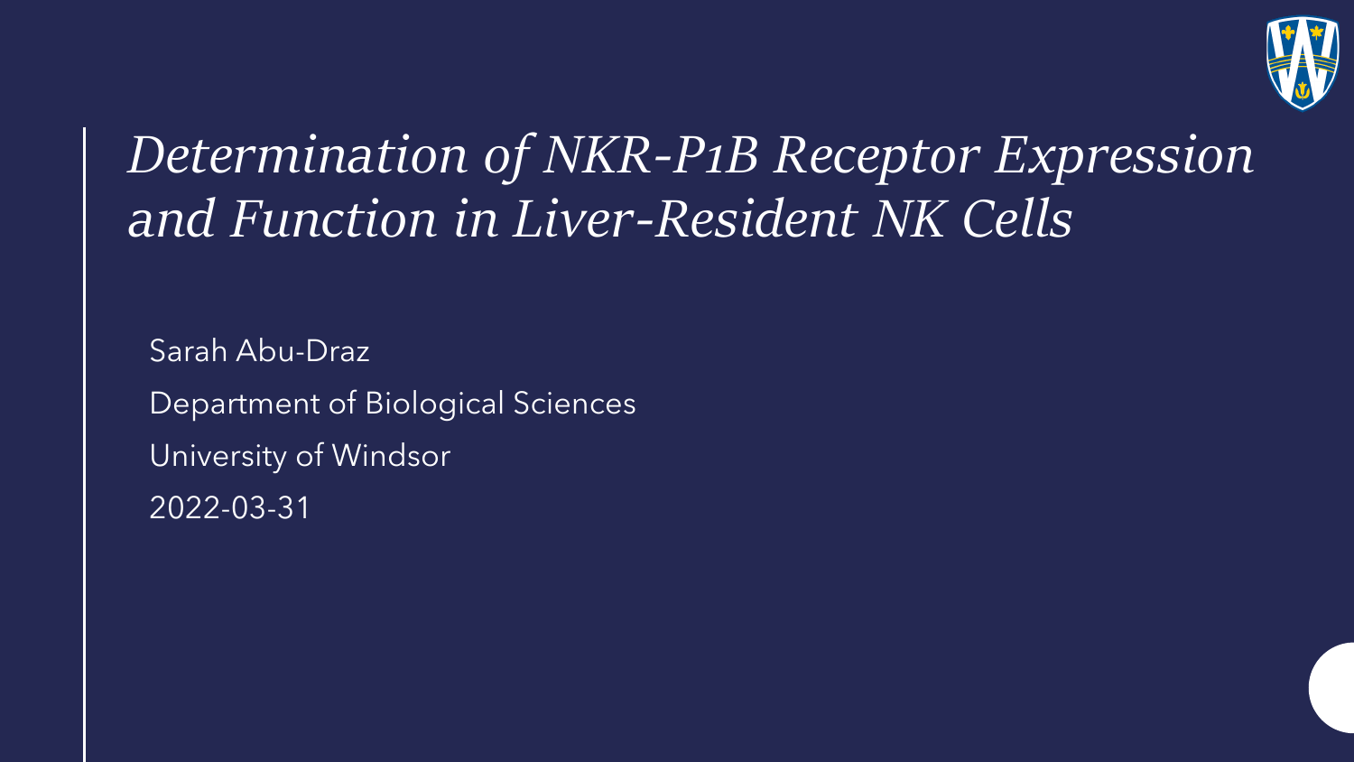# *Determination of NKR-P1B Receptor Expression and Function in Liver-Resident NK Cells*

Sarah Abu-Draz

Department of Biological Sciences

University of Windsor

2022-03-31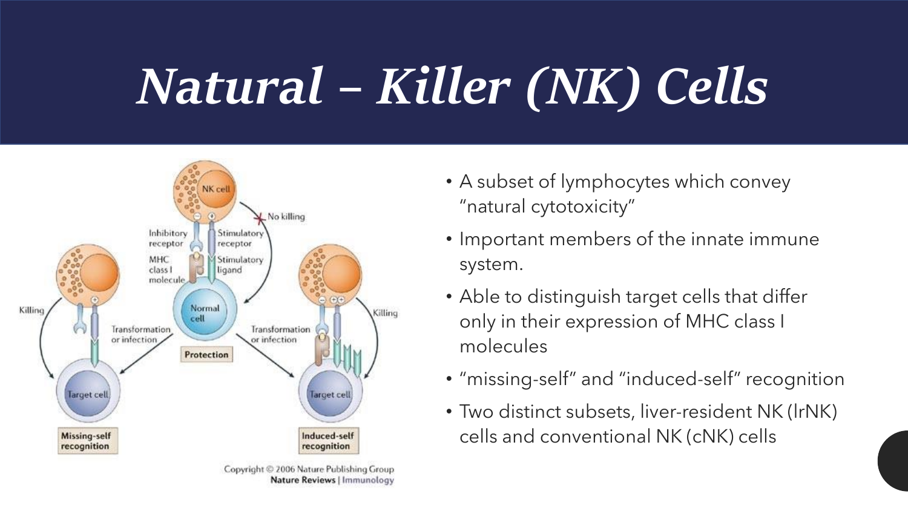# *Natural – Killer (NK) Cells*

- A subset of lymphocytes which convey "natural cytotoxicity"
- Important members of the innate immune system.
- Able to distinguish target cells that differ only in their expression of MHC class I molecules
- "missing-self" and "induced-self" recognition
- Two distinct subsets, liver-resident NK (lrNK) cells and conventional NK (cNK) cells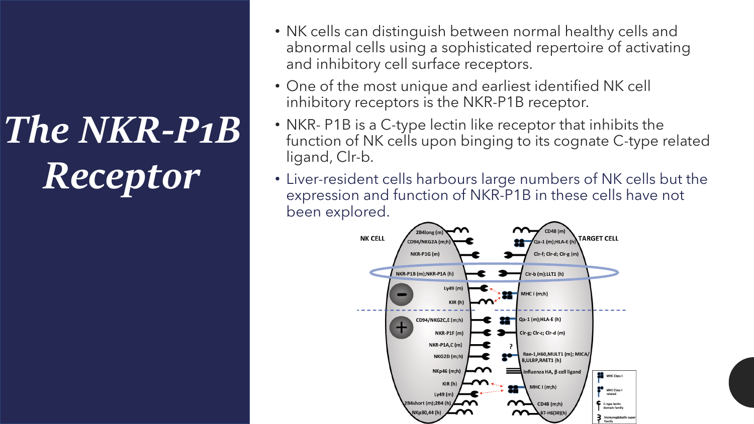# *The NKR-P1B Receptor*

- NK cells can distinguish between normal healthy cells and abnormal cells using a sophisticated repertoire of activating and inhibitory cell surface receptors.
- One of the most unique and earliest identified NK cell inhibitory receptors is the NKR-P1B receptor.
- NKR- P1B is a C-type lectin like receptor that inhibits the function of NK cells upon binging to its cognate C-type related ligand, Clr-b.
- Liver-resident cells harbours large numbers of NK cells but the expression and function of NKR-P1B in these cells have not been explored.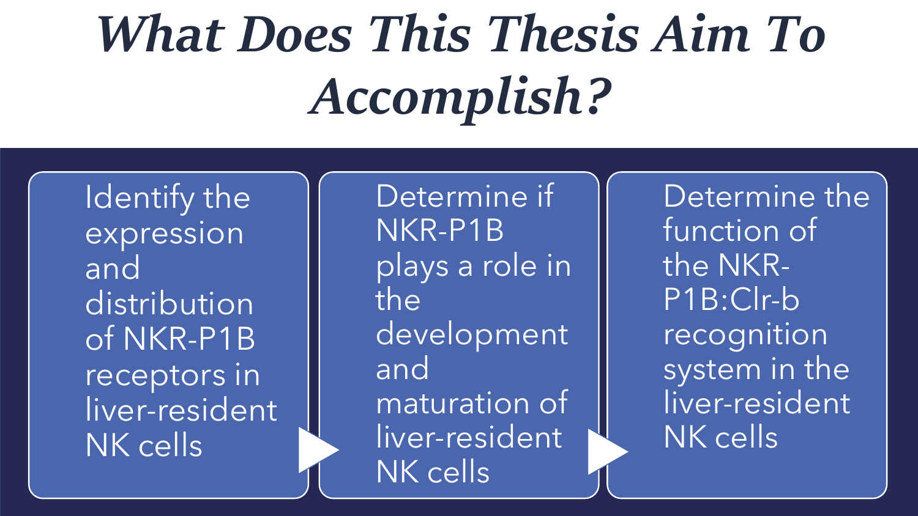# What Does This Thesis Aim To Accomplish?

1. Identify the expression and distribution of NKR-P1B receptors in liver-resident NK cells
2. Determine if NKR-P1B plays a role in the development and maturation of liver-resident NK cells
3. Determine the function of the NKR-P1B:Clr-b recognition system in the liver-resident NK cells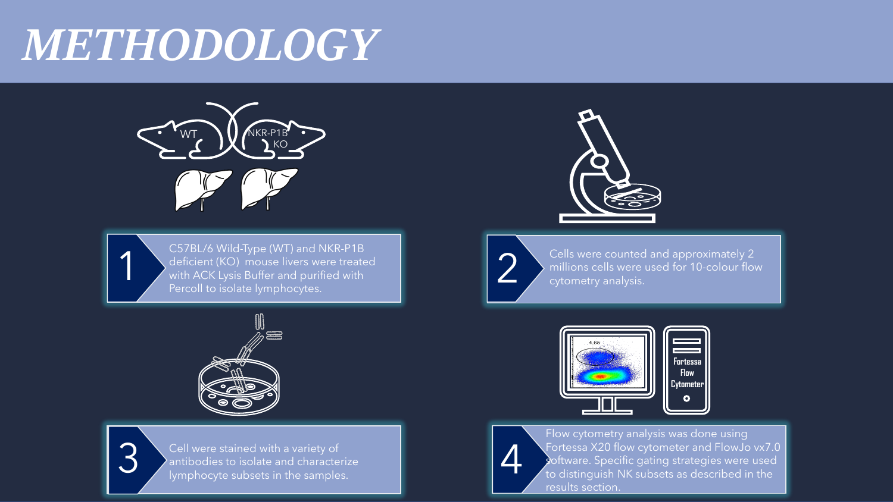# *METHODOLOGY*

1. C57BL/6 Wild-Type (WT) and NKR-P1B deficient (KO) mouse livers were treated with ACK Lysis Buffer and purified with Percoll to isolate lymphocytes.

2. Cells were counted and approximately 2 millions cells were used for 10-colour flow cytometry analysis.

3. Cell were stained with a variety of antibodies to isolate and characterize lymphocyte subsets in the samples.

4. Flow cytometry analysis was done using Fortessa X20 flow cytometer and FlowJo vx7.0 software. Specific gating strategies were used to distinguish NK subsets as described in the results section.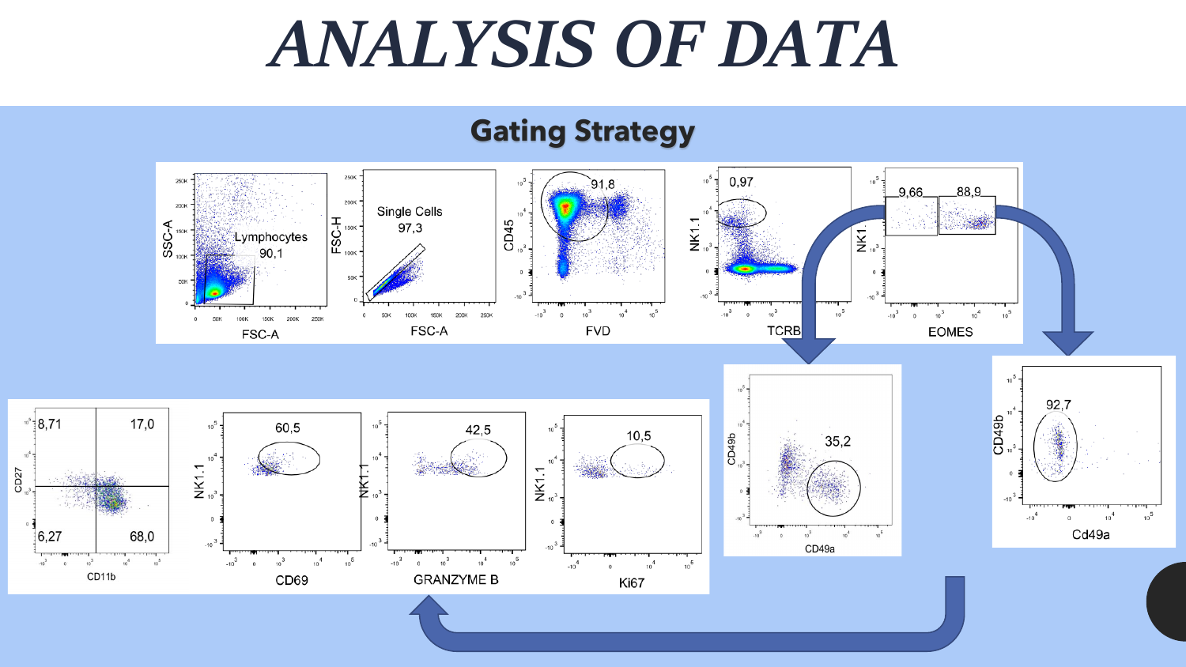# ANALYSIS OF DATA

## Gating Strategy

SSC-A

FSC-A

Lymphocytes 90,1

FSC-H

FSC-A

Single Cells 97,3

CD45

FVD

91,8

NK1.1

TCRB

0,97

NK1.1

EOMES

9,66

88,9

CD49b

CD49a

35,2

CD49b

Cd49a

92,7

CD27

CD11b

8,71

17,0

6,27

68,0

NK1.1

CD69

60,5

NK1.1

GRANZYME B

42,5

NK1.1

Ki67

10,5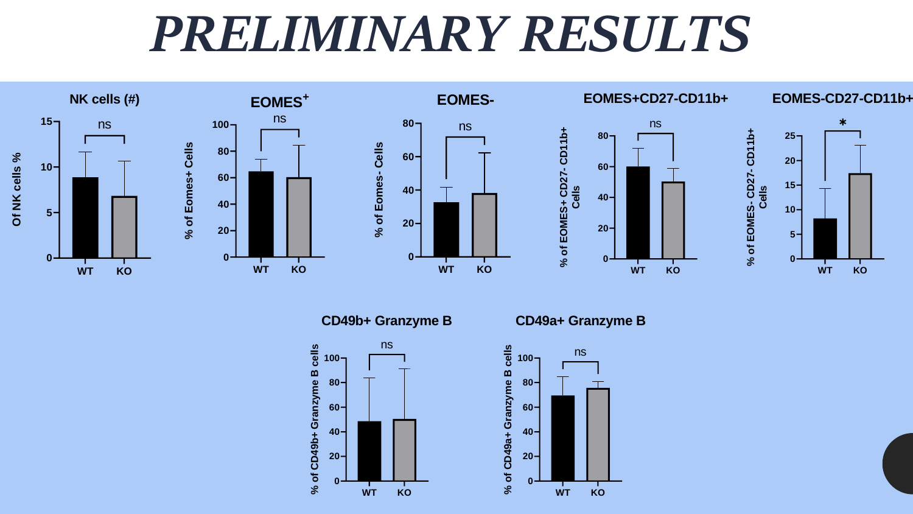# PRELIMINARY RESULTS

### NK cells (#)

- Y-axis: Of NK cells % (0–15)
- WT vs KO: ns

### EOMES+

- Y-axis: % of Eomes+ Cells (0–100)
- WT vs KO: ns

### EOMES-

- Y-axis: % of Eomes- Cells (0–80)
- WT vs KO: ns

### EOMES+CD27-CD11b+

- Y-axis: % of EOMES+ CD27- CD11b+ Cells (0–80)
- WT vs KO: ns

### EOMES-CD27-CD11b+

- Y-axis: % of EOMES- CD27- CD11b+ Cells (0–25)
- WT vs KO: *

### CD49b+ Granzyme B

- Y-axis: % of CD49b+ Granzyme B cells (0–100)
- WT vs KO: ns

### CD49a+ Granzyme B

- Y-axis: % of CD49a+ Granzyme B cells (0–100)
- WT vs KO: ns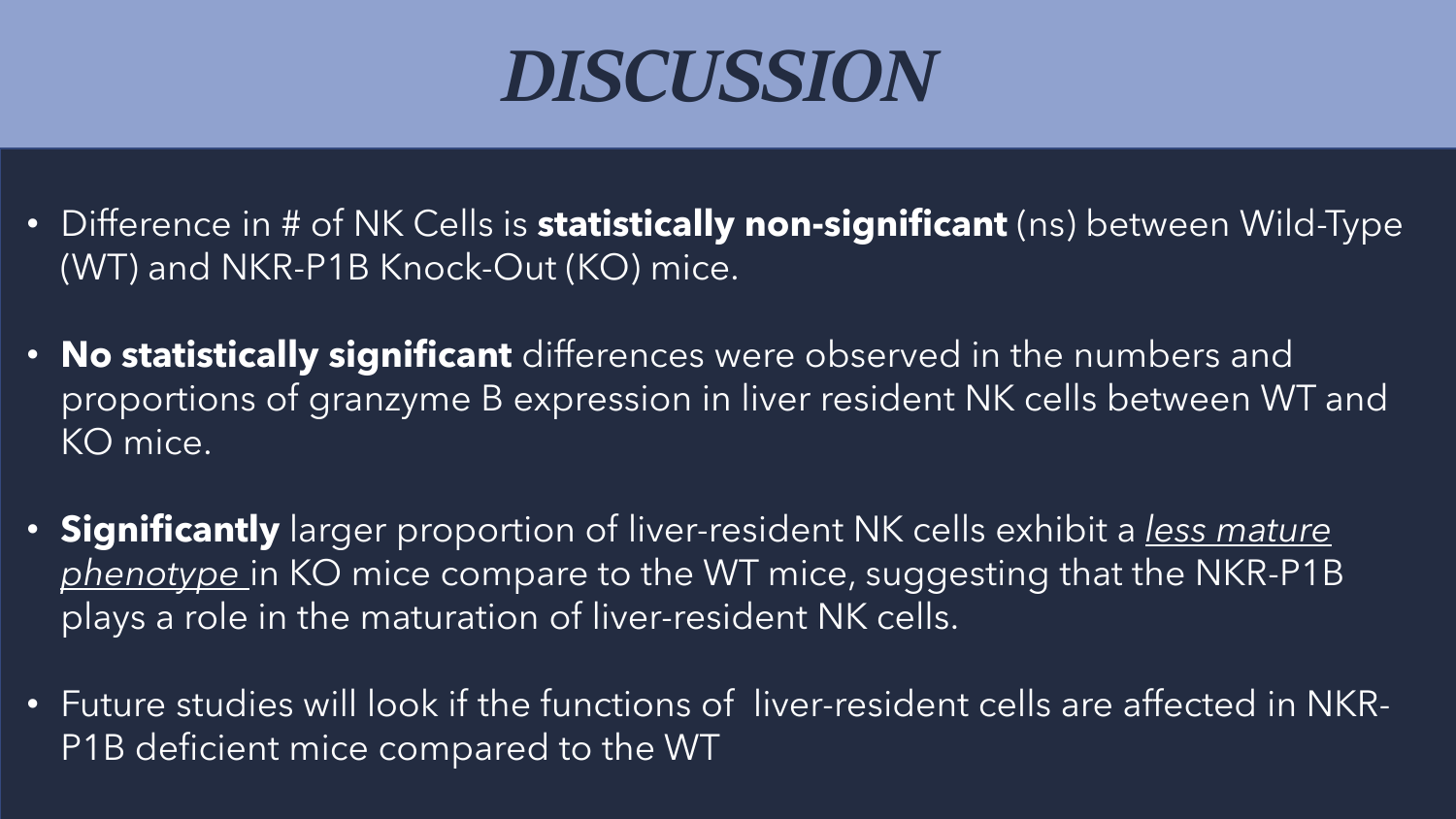# *DISCUSSION*

- Difference in # of NK Cells is **statistically non-significant** (ns) between Wild-Type (WT) and NKR-P1B Knock-Out (KO) mice.

- **No statistically significant** differences were observed in the numbers and proportions of granzyme B expression in liver resident NK cells between WT and KO mice.

- **Significantly** larger proportion of liver-resident NK cells exhibit a *less mature phenotype* in KO mice compare to the WT mice, suggesting that the NKR-P1B plays a role in the maturation of liver-resident NK cells.

- Future studies will look if the functions of liver-resident cells are affected in NKR-P1B deficient mice compared to the WT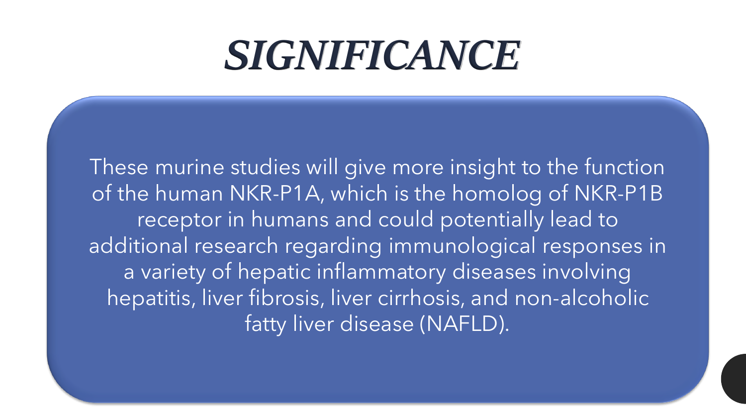# *SIGNIFICANCE*

These murine studies will give more insight to the function of the human NKR-P1A, which is the homolog of NKR-P1B receptor in humans and could potentially lead to additional research regarding immunological responses in a variety of hepatic inflammatory diseases involving hepatitis, liver fibrosis, liver cirrhosis, and non-alcoholic fatty liver disease (NAFLD).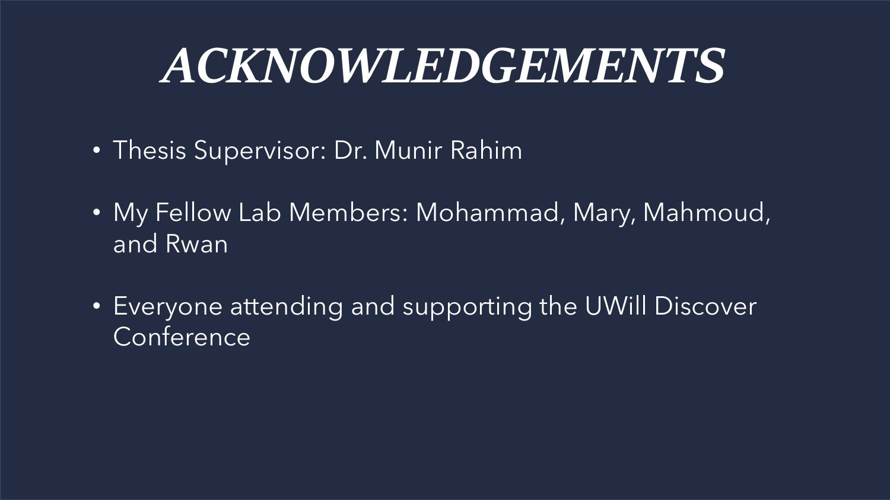# *ACKNOWLEDGEMENTS*

- Thesis Supervisor: Dr. Munir Rahim
- My Fellow Lab Members: Mohammad, Mary, Mahmoud, and Rwan
- Everyone attending and supporting the UWill Discover Conference